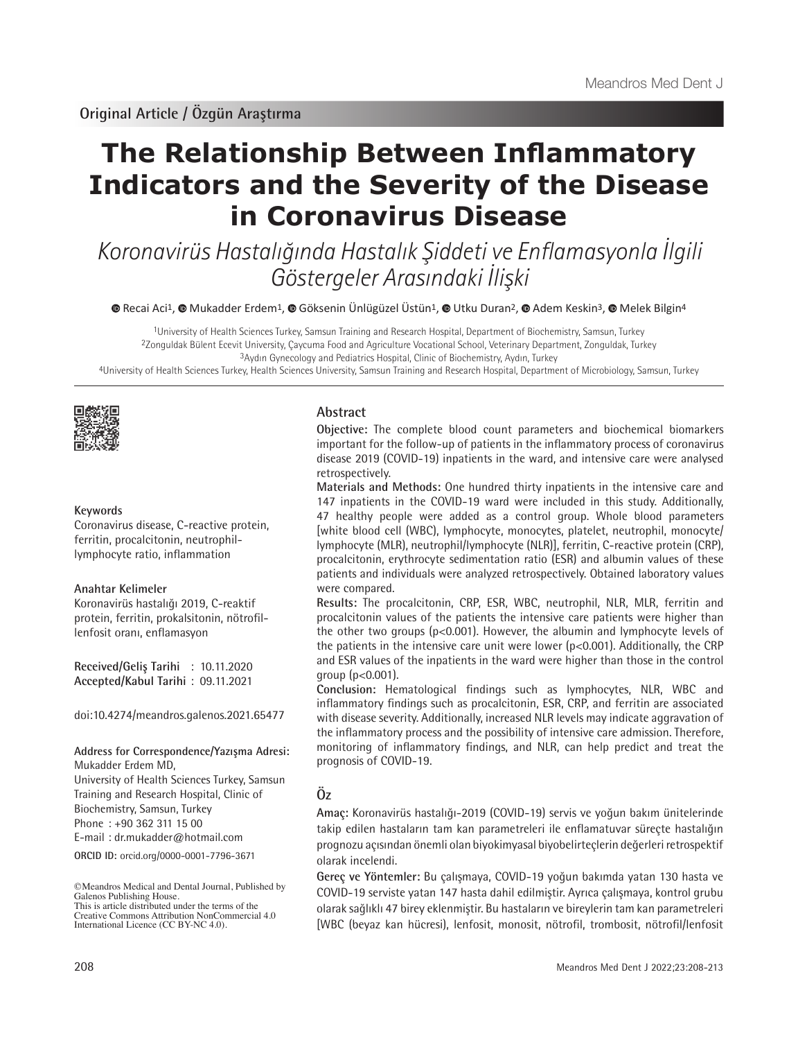Original Article / Özgün Araştırma

# The Relationship Between Inflammatory Indicators and the Severity of the Disease in Coronavirus Disease

## *Koronavirüs Hastalığında Hastalık Şiddeti ve Enflamasyonla İlgili Göstergeler Arasındaki İlişki*

Recai Aci[1], Mukadder Erdem[1], Göksenin Ünlügüzel Üstün[1], Utku Duran[2], Adem Keskin[3], Melek Bilgin[4]

[1]University of Health Sciences Turkey, Samsun Training and Research Hospital, Department of Biochemistry, Samsun, Turkey
[2]Zonguldak Bülent Ecevit University, Çaycuma Food and Agriculture Vocational School, Veterinary Department, Zonguldak, Turkey
[3]Aydın Gynecology and Pediatrics Hospital, Clinic of Biochemistry, Aydın, Turkey
[4]University of Health Sciences Turkey, Health Sciences University, Samsun Training and Research Hospital, Department of Microbiology, Samsun, Turkey

**Keywords**
Coronavirus disease, C-reactive protein, ferritin, procalcitonin, neutrophil-lymphocyte ratio, inflammation

**Anahtar Kelimeler**
Koronavirüs hastalığı 2019, C-reaktif protein, ferritin, prokalsitonin, nötrofil-lenfosit oranı, enflamasyon

**Received/Geliş Tarihi** : 10.11.2020
**Accepted/Kabul Tarihi** : 09.11.2021

doi:10.4274/meandros.galenos.2021.65477

**Address for Correspondence/Yazışma Adresi:**
Mukadder Erdem MD,
University of Health Sciences Turkey, Samsun Training and Research Hospital, Clinic of Biochemistry, Samsun, Turkey
Phone : +90 362 311 15 00
E-mail : dr.mukadder@hotmail.com

**ORCID ID:** orcid.org/0000-0001-7796-3671

©Meandros Medical and Dental Journal, Published by Galenos Publishing House.
This is article distributed under the terms of the Creative Commons Attribution NonCommercial 4.0 International Licence (CC BY-NC 4.0).

## Abstract

**Objective:** The complete blood count parameters and biochemical biomarkers important for the follow-up of patients in the inflammatory process of coronavirus disease 2019 (COVID-19) inpatients in the ward, and intensive care were analysed retrospectively.

**Materials and Methods:** One hundred thirty inpatients in the intensive care and 147 inpatients in the COVID-19 ward were included in this study. Additionally, 47 healthy people were added as a control group. Whole blood parameters [white blood cell (WBC), lymphocyte, monocytes, platelet, neutrophil, monocyte/lymphocyte (MLR), neutrophil/lymphocyte (NLR)], ferritin, C-reactive protein (CRP), procalcitonin, erythrocyte sedimentation ratio (ESR) and albumin values of these patients and individuals were analyzed retrospectively. Obtained laboratory values were compared.

**Results:** The procalcitonin, CRP, ESR, WBC, neutrophil, NLR, MLR, ferritin and procalcitonin values of the patients the intensive care patients were higher than the other two groups ($p<0.001$). However, the albumin and lymphocyte levels of the patients in the intensive care unit were lower ($p<0.001$). Additionally, the CRP and ESR values of the inpatients in the ward were higher than those in the control group ($p<0.001$).

**Conclusion:** Hematological findings such as lymphocytes, NLR, WBC and inflammatory findings such as procalcitonin, ESR, CRP, and ferritin are associated with disease severity. Additionally, increased NLR levels may indicate aggravation of the inflammatory process and the possibility of intensive care admission. Therefore, monitoring of inflammatory findings, and NLR, can help predict and treat the prognosis of COVID-19.

## Öz

**Amaç:** Koronavirüs hastalığı-2019 (COVID-19) servis ve yoğun bakım ünitelerinde takip edilen hastaların tam kan parametreleri ile enflamatuvar süreçte hastalığın prognozu açısından önemli olan biyokimyasal biyobelirteçlerin değerleri retrospektif olarak incelendi.

**Gereç ve Yöntemler:** Bu çalışmaya, COVID-19 yoğun bakımda yatan 130 hasta ve COVID-19 serviste yatan 147 hasta dahil edilmiştir. Ayrıca çalışmaya, kontrol grubu olarak sağlıklı 47 birey eklenmiştir. Bu hastaların ve bireylerin tam kan parametreleri [WBC (beyaz kan hücresi), lenfosit, monosit, nötrofil, trombosit, nötrofil/lenfosit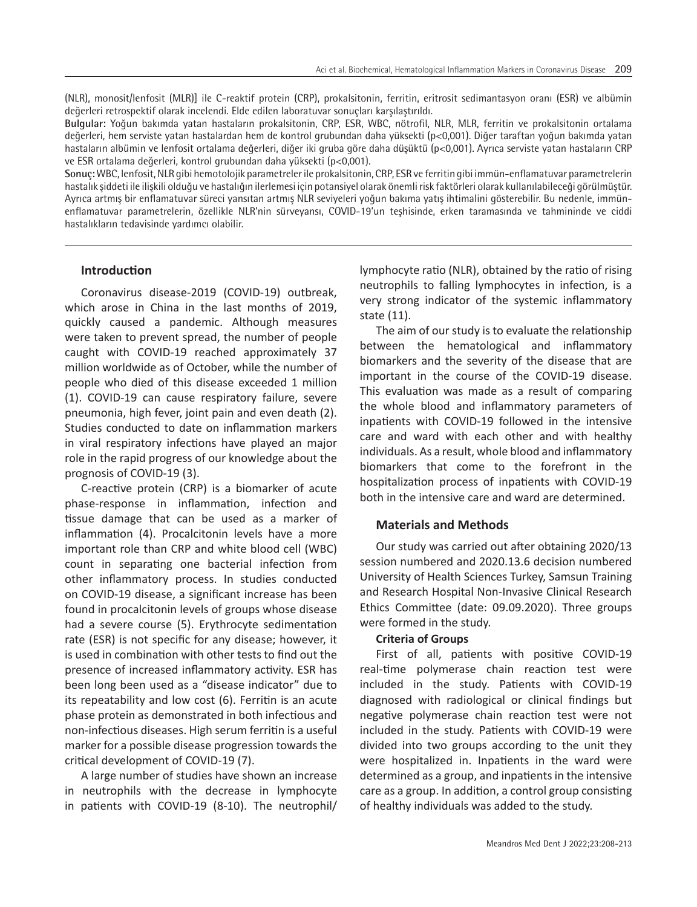(NLR), monosit/lenfosit (MLR)] ile C-reaktif protein (CRP), prokalsitonin, ferritin, eritrosit sedimantasyon oranı (ESR) ve albümin değerleri retrospektif olarak incelendi. Elde edilen laboratuvar sonuçları karşılaştırıldı.

**Bulgular:** Yoğun bakımda yatan hastaların prokalsitonin, CRP, ESR, WBC, nötrofil, NLR, MLR, ferritin ve prokalsitonin ortalama değerleri, hem serviste yatan hastalardan hem de kontrol grubundan daha yüksekti (p<0,001). Diğer taraftan yoğun bakımda yatan hastaların albümin ve lenfosit ortalama değerleri, diğer iki gruba göre daha düşüktü (p<0,001). Ayrıca serviste yatan hastaların CRP ve ESR ortalama değerleri, kontrol grubundan daha yüksekti (p<0,001).

**Sonuç:** WBC, lenfosit, NLR gibi hemotolojik parametreler ile prokalsitonin, CRP, ESR ve ferritin gibi immün-enflamatuvar parametrelerin hastalık şiddeti ile ilişkili olduğu ve hastalığın ilerlemesi için potansiyel olarak önemli risk faktörleri olarak kullanılabileceği görülmüştür. Ayrıca artmış bir enflamatuvar süreci yansıtan artmış NLR seviyeleri yoğun bakıma yatış ihtimalini gösterebilir. Bu nedenle, immün-enflamatuvar parametrelerin, özellikle NLR'nin sürveyansı, COVID-19'un teşhisinde, erken taramasında ve tahmininde ve ciddi hastalıkların tedavisinde yardımcı olabilir.

## Introduction

Coronavirus disease-2019 (COVID-19) outbreak, which arose in China in the last months of 2019, quickly caused a pandemic. Although measures were taken to prevent spread, the number of people caught with COVID-19 reached approximately 37 million worldwide as of October, while the number of people who died of this disease exceeded 1 million (1). COVID-19 can cause respiratory failure, severe pneumonia, high fever, joint pain and even death (2). Studies conducted to date on inflammation markers in viral respiratory infections have played an major role in the rapid progress of our knowledge about the prognosis of COVID-19 (3).

C-reactive protein (CRP) is a biomarker of acute phase-response in inflammation, infection and tissue damage that can be used as a marker of inflammation (4). Procalcitonin levels have a more important role than CRP and white blood cell (WBC) count in separating one bacterial infection from other inflammatory process. In studies conducted on COVID-19 disease, a significant increase has been found in procalcitonin levels of groups whose disease had a severe course (5). Erythrocyte sedimentation rate (ESR) is not specific for any disease; however, it is used in combination with other tests to find out the presence of increased inflammatory activity. ESR has been long been used as a "disease indicator" due to its repeatability and low cost (6). Ferritin is an acute phase protein as demonstrated in both infectious and non-infectious diseases. High serum ferritin is a useful marker for a possible disease progression towards the critical development of COVID-19 (7).

A large number of studies have shown an increase in neutrophils with the decrease in lymphocyte in patients with COVID-19 (8-10). The neutrophil/lymphocyte ratio (NLR), obtained by the ratio of rising neutrophils to falling lymphocytes in infection, is a very strong indicator of the systemic inflammatory state (11).

The aim of our study is to evaluate the relationship between the hematological and inflammatory biomarkers and the severity of the disease that are important in the course of the COVID-19 disease. This evaluation was made as a result of comparing the whole blood and inflammatory parameters of inpatients with COVID-19 followed in the intensive care and ward with each other and with healthy individuals. As a result, whole blood and inflammatory biomarkers that come to the forefront in the hospitalization process of inpatients with COVID-19 both in the intensive care and ward are determined.

## Materials and Methods

Our study was carried out after obtaining 2020/13 session numbered and 2020.13.6 decision numbered University of Health Sciences Turkey, Samsun Training and Research Hospital Non-Invasive Clinical Research Ethics Committee (date: 09.09.2020). Three groups were formed in the study.

### Criteria of Groups

First of all, patients with positive COVID-19 real-time polymerase chain reaction test were included in the study. Patients with COVID-19 diagnosed with radiological or clinical findings but negative polymerase chain reaction test were not included in the study. Patients with COVID-19 were divided into two groups according to the unit they were hospitalized in. Inpatients in the ward were determined as a group, and inpatients in the intensive care as a group. In addition, a control group consisting of healthy individuals was added to the study.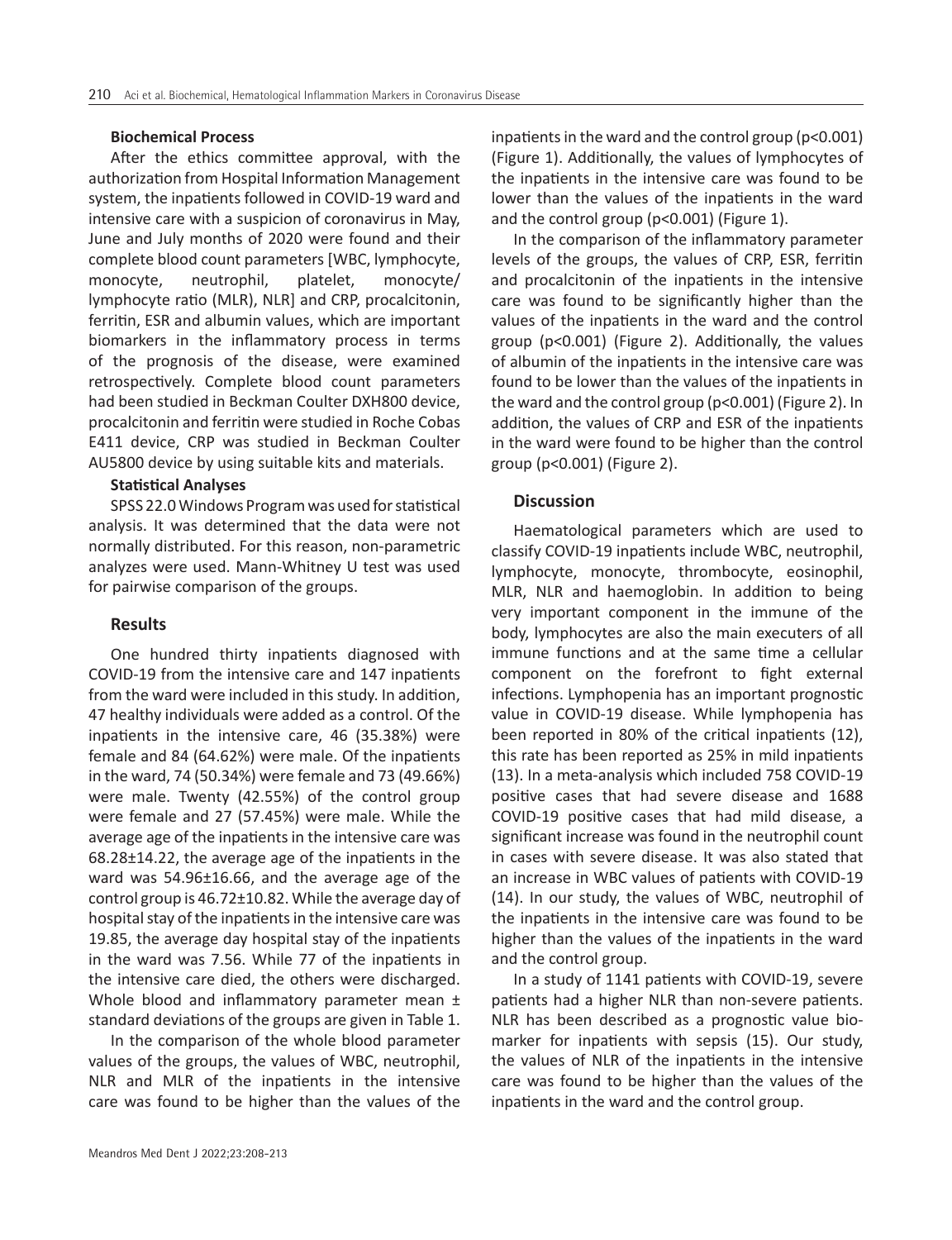**Biochemical Process**

After the ethics committee approval, with the authorization from Hospital Information Management system, the inpatients followed in COVID-19 ward and intensive care with a suspicion of coronavirus in May, June and July months of 2020 were found and their complete blood count parameters [WBC, lymphocyte, monocyte, neutrophil, platelet, monocyte/ lymphocyte ratio (MLR), NLR] and CRP, procalcitonin, ferritin, ESR and albumin values, which are important biomarkers in the inflammatory process in terms of the prognosis of the disease, were examined retrospectively. Complete blood count parameters had been studied in Beckman Coulter DXH800 device, procalcitonin and ferritin were studied in Roche Cobas E411 device, CRP was studied in Beckman Coulter AU5800 device by using suitable kits and materials.

**Statistical Analyses**

SPSS 22.0 Windows Program was used for statistical analysis. It was determined that the data were not normally distributed. For this reason, non-parametric analyzes were used. Mann-Whitney U test was used for pairwise comparison of the groups.

## Results

One hundred thirty inpatients diagnosed with COVID-19 from the intensive care and 147 inpatients from the ward were included in this study. In addition, 47 healthy individuals were added as a control. Of the inpatients in the intensive care, 46 (35.38%) were female and 84 (64.62%) were male. Of the inpatients in the ward, 74 (50.34%) were female and 73 (49.66%) were male. Twenty (42.55%) of the control group were female and 27 (57.45%) were male. While the average age of the inpatients in the intensive care was 68.28±14.22, the average age of the inpatients in the ward was 54.96±16.66, and the average age of the control group is 46.72±10.82. While the average day of hospital stay of the inpatients in the intensive care was 19.85, the average day hospital stay of the inpatients in the ward was 7.56. While 77 of the inpatients in the intensive care died, the others were discharged. Whole blood and inflammatory parameter mean ± standard deviations of the groups are given in Table 1.

In the comparison of the whole blood parameter values of the groups, the values of WBC, neutrophil, NLR and MLR of the inpatients in the intensive care was found to be higher than the values of the inpatients in the ward and the control group ($p<0.001$) (Figure 1). Additionally, the values of lymphocytes of the inpatients in the intensive care was found to be lower than the values of the inpatients in the ward and the control group ($p<0.001$) (Figure 1).

In the comparison of the inflammatory parameter levels of the groups, the values of CRP, ESR, ferritin and procalcitonin of the inpatients in the intensive care was found to be significantly higher than the values of the inpatients in the ward and the control group ($p<0.001$) (Figure 2). Additionally, the values of albumin of the inpatients in the intensive care was found to be lower than the values of the inpatients in the ward and the control group ($p<0.001$) (Figure 2). In addition, the values of CRP and ESR of the inpatients in the ward were found to be higher than the control group ($p<0.001$) (Figure 2).

## Discussion

Haematological parameters which are used to classify COVID-19 inpatients include WBC, neutrophil, lymphocyte, monocyte, thrombocyte, eosinophil, MLR, NLR and haemoglobin. In addition to being very important component in the immune of the body, lymphocytes are also the main executers of all immune functions and at the same time a cellular component on the forefront to fight external infections. Lymphopenia has an important prognostic value in COVID-19 disease. While lymphopenia has been reported in 80% of the critical inpatients (12), this rate has been reported as 25% in mild inpatients (13). In a meta-analysis which included 758 COVID-19 positive cases that had severe disease and 1688 COVID-19 positive cases that had mild disease, a significant increase was found in the neutrophil count in cases with severe disease. It was also stated that an increase in WBC values of patients with COVID-19 (14). In our study, the values of WBC, neutrophil of the inpatients in the intensive care was found to be higher than the values of the inpatients in the ward and the control group.

In a study of 1141 patients with COVID-19, severe patients had a higher NLR than non-severe patients. NLR has been described as a prognostic value biomarker for inpatients with sepsis (15). Our study, the values of NLR of the inpatients in the intensive care was found to be higher than the values of the inpatients in the ward and the control group.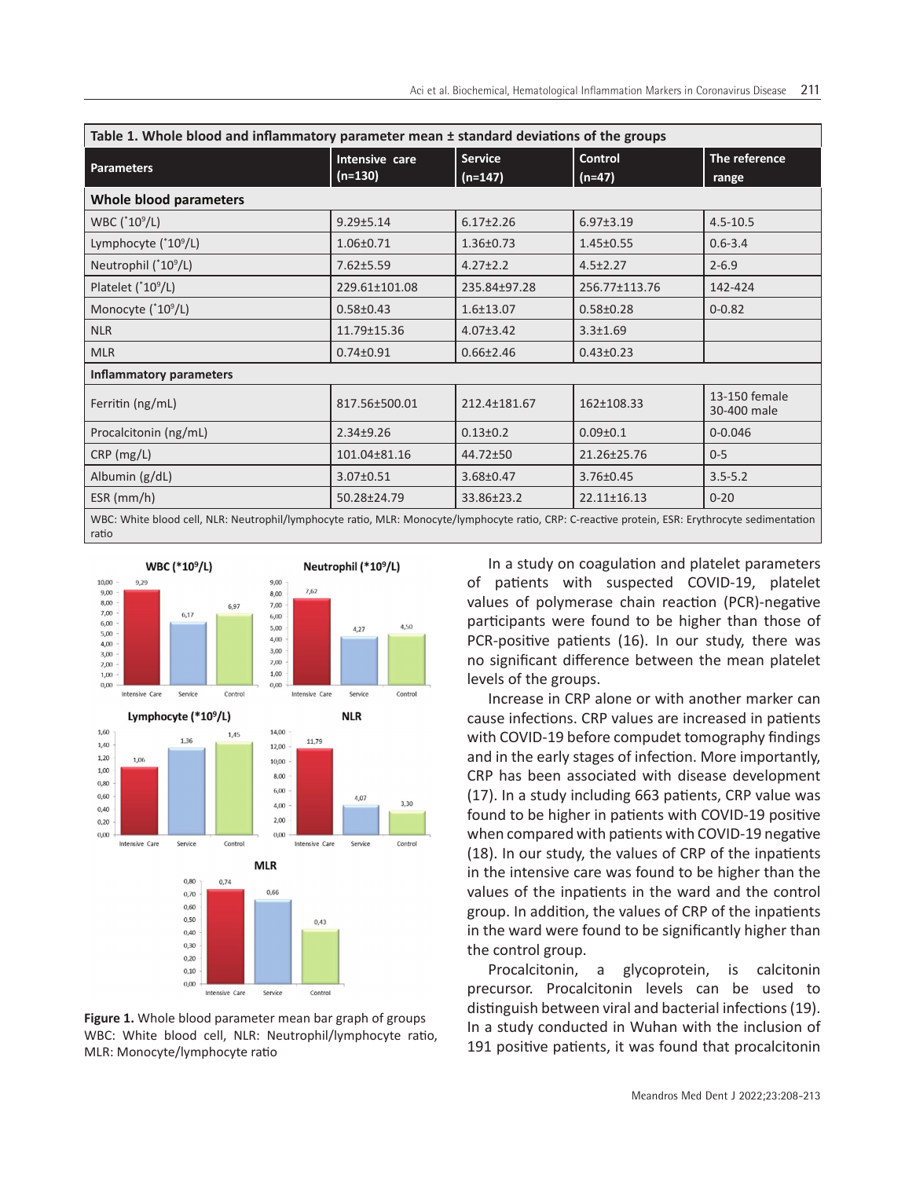**Table 1. Whole blood and inflammatory parameter mean ± standard deviations of the groups**

| Parameters | Intensive care (n=130) | Service (n=147) | Control (n=47) | The reference range |
|---|---|---|---|---|
| **Whole blood parameters** | | | | |
| WBC ($*10^9$/L) | 9.29±5.14 | 6.17±2.26 | 6.97±3.19 | 4.5-10.5 |
| Lymphocyte ($*10^9$/L) | 1.06±0.71 | 1.36±0.73 | 1.45±0.55 | 0.6-3.4 |
| Neutrophil ($*10^9$/L) | 7.62±5.59 | 4.27±2.2 | 4.5±2.27 | 2-6.9 |
| Platelet ($*10^9$/L) | 229.61±101.08 | 235.84±97.28 | 256.77±113.76 | 142-424 |
| Monocyte ($*10^9$/L) | 0.58±0.43 | 1.6±13.07 | 0.58±0.28 | 0-0.82 |
| NLR | 11.79±15.36 | 4.07±3.42 | 3.3±1.69 | |
| MLR | 0.74±0.91 | 0.66±2.46 | 0.43±0.23 | |
| **Inflammatory parameters** | | | | |
| Ferritin (ng/mL) | 817.56±500.01 | 212.4±181.67 | 162±108.33 | 13-150 female 30-400 male |
| Procalcitonin (ng/mL) | 2.34±9.26 | 0.13±0.2 | 0.09±0.1 | 0-0.046 |
| CRP (mg/L) | 101.04±81.16 | 44.72±50 | 21.26±25.76 | 0-5 |
| Albumin (g/dL) | 3.07±0.51 | 3.68±0.47 | 3.76±0.45 | 3.5-5.2 |
| ESR (mm/h) | 50.28±24.79 | 33.86±23.2 | 22.11±16.13 | 0-20 |

WBC: White blood cell, NLR: Neutrophil/lymphocyte ratio, MLR: Monocyte/lymphocyte ratio, CRP: C-reactive protein, ESR: Erythrocyte sedimentation ratio

**Figure 1.** Whole blood parameter mean bar graph of groups
WBC: White blood cell, NLR: Neutrophil/lymphocyte ratio, MLR: Monocyte/lymphocyte ratio

In a study on coagulation and platelet parameters of patients with suspected COVID-19, platelet values of polymerase chain reaction (PCR)-negative participants were found to be higher than those of PCR-positive patients (16). In our study, there was no significant difference between the mean platelet levels of the groups.

Increase in CRP alone or with another marker can cause infections. CRP values are increased in patients with COVID-19 before compudet tomography findings and in the early stages of infection. More importantly, CRP has been associated with disease development (17). In a study including 663 patients, CRP value was found to be higher in patients with COVID-19 positive when compared with patients with COVID-19 negative (18). In our study, the values of CRP of the inpatients in the intensive care was found to be higher than the values of the inpatients in the ward and the control group. In addition, the values of CRP of the inpatients in the ward were found to be significantly higher than the control group.

Procalcitonin, a glycoprotein, is calcitonin precursor. Procalcitonin levels can be used to distinguish between viral and bacterial infections (19). In a study conducted in Wuhan with the inclusion of 191 positive patients, it was found that procalcitonin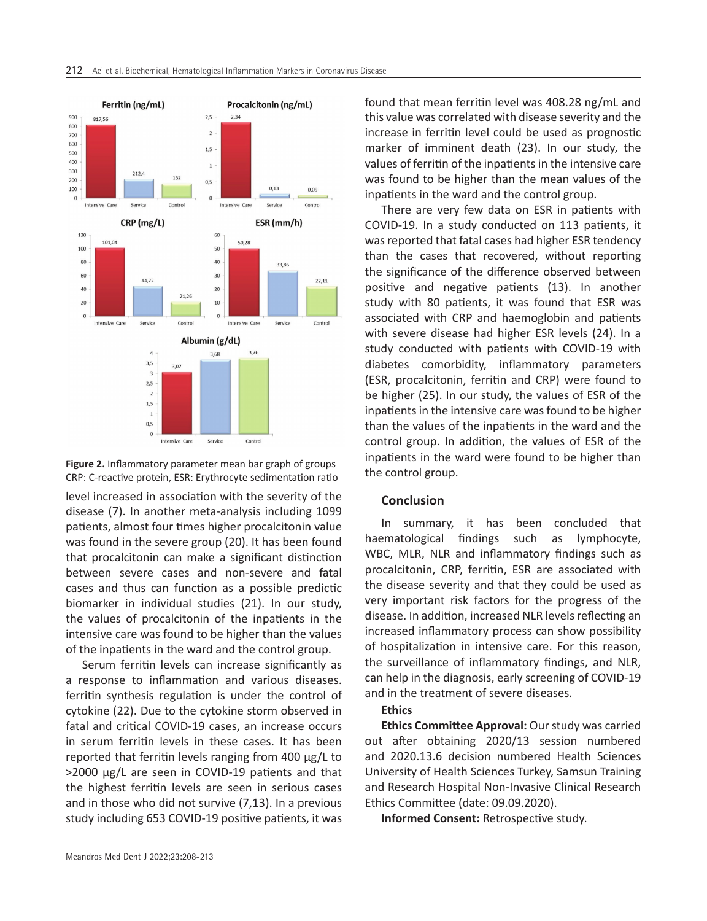Figure 2. Inflammatory parameter mean bar graph of groups
CRP: C-reactive protein, ESR: Erythrocyte sedimentation ratio

level increased in association with the severity of the disease (7). In another meta-analysis including 1099 patients, almost four times higher procalcitonin value was found in the severe group (20). It has been found that procalcitonin can make a significant distinction between severe cases and non-severe and fatal cases and thus can function as a possible predictic biomarker in individual studies (21). In our study, the values of procalcitonin of the inpatients in the intensive care was found to be higher than the values of the inpatients in the ward and the control group.

Serum ferritin levels can increase significantly as a response to inflammation and various diseases. ferritin synthesis regulation is under the control of cytokine (22). Due to the cytokine storm observed in fatal and critical COVID-19 cases, an increase occurs in serum ferritin levels in these cases. It has been reported that ferritin levels ranging from 400 µg/L to >2000 µg/L are seen in COVID-19 patients and that the highest ferritin levels are seen in serious cases and in those who did not survive (7,13). In a previous study including 653 COVID-19 positive patients, it was found that mean ferritin level was 408.28 ng/mL and this value was correlated with disease severity and the increase in ferritin level could be used as prognostic marker of imminent death (23). In our study, the values of ferritin of the inpatients in the intensive care was found to be higher than the mean values of the inpatients in the ward and the control group.

There are very few data on ESR in patients with COVID-19. In a study conducted on 113 patients, it was reported that fatal cases had higher ESR tendency than the cases that recovered, without reporting the significance of the difference observed between positive and negative patients (13). In another study with 80 patients, it was found that ESR was associated with CRP and haemoglobin and patients with severe disease had higher ESR levels (24). In a study conducted with patients with COVID-19 with diabetes comorbidity, inflammatory parameters (ESR, procalcitonin, ferritin and CRP) were found to be higher (25). In our study, the values of ESR of the inpatients in the intensive care was found to be higher than the values of the inpatients in the ward and the control group. In addition, the values of ESR of the inpatients in the ward were found to be higher than the control group.

## Conclusion

In summary, it has been concluded that haematological findings such as lymphocyte, WBC, MLR, NLR and inflammatory findings such as procalcitonin, CRP, ferritin, ESR are associated with the disease severity and that they could be used as very important risk factors for the progress of the disease. In addition, increased NLR levels reflecting an increased inflammatory process can show possibility of hospitalization in intensive care. For this reason, the surveillance of inflammatory findings, and NLR, can help in the diagnosis, early screening of COVID-19 and in the treatment of severe diseases.

### Ethics

**Ethics Committee Approval:** Our study was carried out after obtaining 2020/13 session numbered and 2020.13.6 decision numbered Health Sciences University of Health Sciences Turkey, Samsun Training and Research Hospital Non-Invasive Clinical Research Ethics Committee (date: 09.09.2020).

**Informed Consent:** Retrospective study.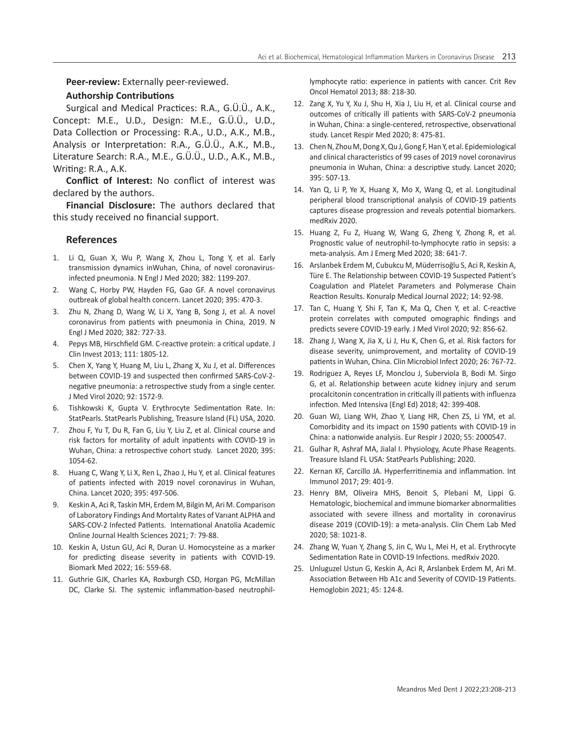**Peer-review:** Externally peer-reviewed.

**Authorship Contributions**

Surgical and Medical Practices: R.A., G.Ü.Ü., A.K., Concept: M.E., U.D., Design: M.E., G.Ü.Ü., U.D., Data Collection or Processing: R.A., U.D., A.K., M.B., Analysis or Interpretation: R.A., G.Ü.Ü., A.K., M.B., Literature Search: R.A., M.E., G.Ü.Ü., U.D., A.K., M.B., Writing: R.A., A.K.

**Conflict of Interest:** No conflict of interest was declared by the authors.

**Financial Disclosure:** The authors declared that this study received no financial support.

## References

1. Li Q, Guan X, Wu P, Wang X, Zhou L, Tong Y, et al. Early transmission dynamics inWuhan, China, of novel coronavirus-infected pneumonia. N Engl J Med 2020; 382: 1199-207.
2. Wang C, Horby PW, Hayden FG, Gao GF. A novel coronavirus outbreak of global health concern. Lancet 2020; 395: 470-3.
3. Zhu N, Zhang D, Wang W, Li X, Yang B, Song J, et al. A novel coronavirus from patients with pneumonia in China, 2019. N Engl J Med 2020; 382: 727-33.
4. Pepys MB, Hirschfield GM. C-reactive protein: a critical update. J Clin Invest 2013; 111: 1805-12.
5. Chen X, Yang Y, Huang M, Liu L, Zhang X, Xu J, et al. Differences between COVID-19 and suspected then confirmed SARS-CoV-2-negative pneumonia: a retrospective study from a single center. J Med Virol 2020; 92: 1572-9.
6. Tishkowski K, Gupta V. Erythrocyte Sedimentation Rate. In: StatPearls. StatPearls Publishing, Treasure Island (FL) USA, 2020.
7. Zhou F, Yu T, Du R, Fan G, Liu Y, Liu Z, et al. Clinical course and risk factors for mortality of adult inpatients with COVID-19 in Wuhan, China: a retrospective cohort study. Lancet 2020; 395: 1054-62.
8. Huang C, Wang Y, Li X, Ren L, Zhao J, Hu Y, et al. Clinical features of patients infected with 2019 novel coronavirus in Wuhan, China. Lancet 2020; 395: 497-506.
9. Keskin A, Aci R, Taskin MH, Erdem M, Bilgin M, Ari M. Comparison of Laboratory Findings And Mortalıty Rates of Varıant ALPHA and SARS-COV-2 Infected Patients. International Anatolia Academic Online Journal Health Sciences 2021; 7: 79-88.
10. Keskin A, Ustun GU, Aci R, Duran U. Homocysteine as a marker for predicting disease severity in patients with COVID-19. Biomark Med 2022; 16: 559-68.
11. Guthrie GJK, Charles KA, Roxburgh CSD, Horgan PG, McMillan DC, Clarke SJ. The systemic inflammation-based neutrophil-lymphocyte ratio: experience in patients with cancer. Crit Rev Oncol Hematol 2013; 88: 218-30.
12. Zang X, Yu Y, Xu J, Shu H, Xia J, Liu H, et al. Clinical course and outcomes of critically ill patients with SARS-CoV-2 pneumonia in Wuhan, China: a single-centered, retrospective, observational study. Lancet Respir Med 2020; 8: 475-81.
13. Chen N, Zhou M, Dong X, Qu J, Gong F, Han Y, et al. Epidemiological and clinical characteristics of 99 cases of 2019 novel coronavirus pneumonia in Wuhan, China: a descriptive study. Lancet 2020; 395: 507-13.
14. Yan Q, Li P, Ye X, Huang X, Mo X, Wang Q, et al. Longitudinal peripheral blood transcriptional analysis of COVID-19 patients captures disease progression and reveals potential biomarkers. medRxiv 2020.
15. Huang Z, Fu Z, Huang W, Wang G, Zheng Y, Zhong R, et al. Prognostic value of neutrophil-to-lymphocyte ratio in sepsis: a meta-analysis. Am J Emerg Med 2020; 38: 641-7.
16. Arslanbek Erdem M, Cubukcu M, Müderrisoğlu S, Aci R, Keskin A, Türe E. The Relationship between COVID-19 Suspected Patient's Coagulation and Platelet Parameters and Polymerase Chain Reaction Results. Konuralp Medical Journal 2022; 14: 92-98.
17. Tan C, Huang Y, Shi F, Tan K, Ma Q, Chen Y, et al. C-reactive protein correlates with computed omographic findings and predicts severe COVID-19 early. J Med Virol 2020; 92: 856-62.
18. Zhang J, Wang X, Jia X, Li J, Hu K, Chen G, et al. Risk factors for disease severity, unimprovement, and mortality of COVID-19 patients in Wuhan, China. Clin Microbiol Infect 2020; 26: 767-72.
19. Rodriguez A, Reyes LF, Monclou J, Suberviola B, Bodi M. Sirgo G, et al. Relationship between acute kidney injury and serum procalcitonin concentration in critically ill patients with influenza infection. Med Intensiva (Engl Ed) 2018; 42: 399-408.
20. Guan WJ, Liang WH, Zhao Y, Liang HR, Chen ZS, Li YM, et al. Comorbidity and its impact on 1590 patients with COVID-19 in China: a nationwide analysis. Eur Respir J 2020; 55: 2000547.
21. Gulhar R, Ashraf MA, Jialal I. Physiology, Acute Phase Reagents. Treasure Island FL USA: StatPearls Publishing; 2020.
22. Kernan KF, Carcillo JA. Hyperferritinemia and inflammation. Int Immunol 2017; 29: 401-9.
23. Henry BM, Oliveira MHS, Benoit S, Plebani M, Lippi G. Hematologic, biochemical and immune biomarker abnormalities associated with severe illness and mortality in coronavirus disease 2019 (COVID-19): a meta-analysis. Clin Chem Lab Med 2020; 58: 1021-8.
24. Zhang W, Yuan Y, Zhang S, Jin C, Wu L, Mei H, et al. Erythrocyte Sedimentation Rate in COVID-19 Infections. medRxiv 2020.
25. Unluguzel Ustun G, Keskin A, Aci R, Arslanbek Erdem M, Ari M. Association Between Hb A1c and Severity of COVID-19 Patients. Hemoglobin 2021; 45: 124-8.